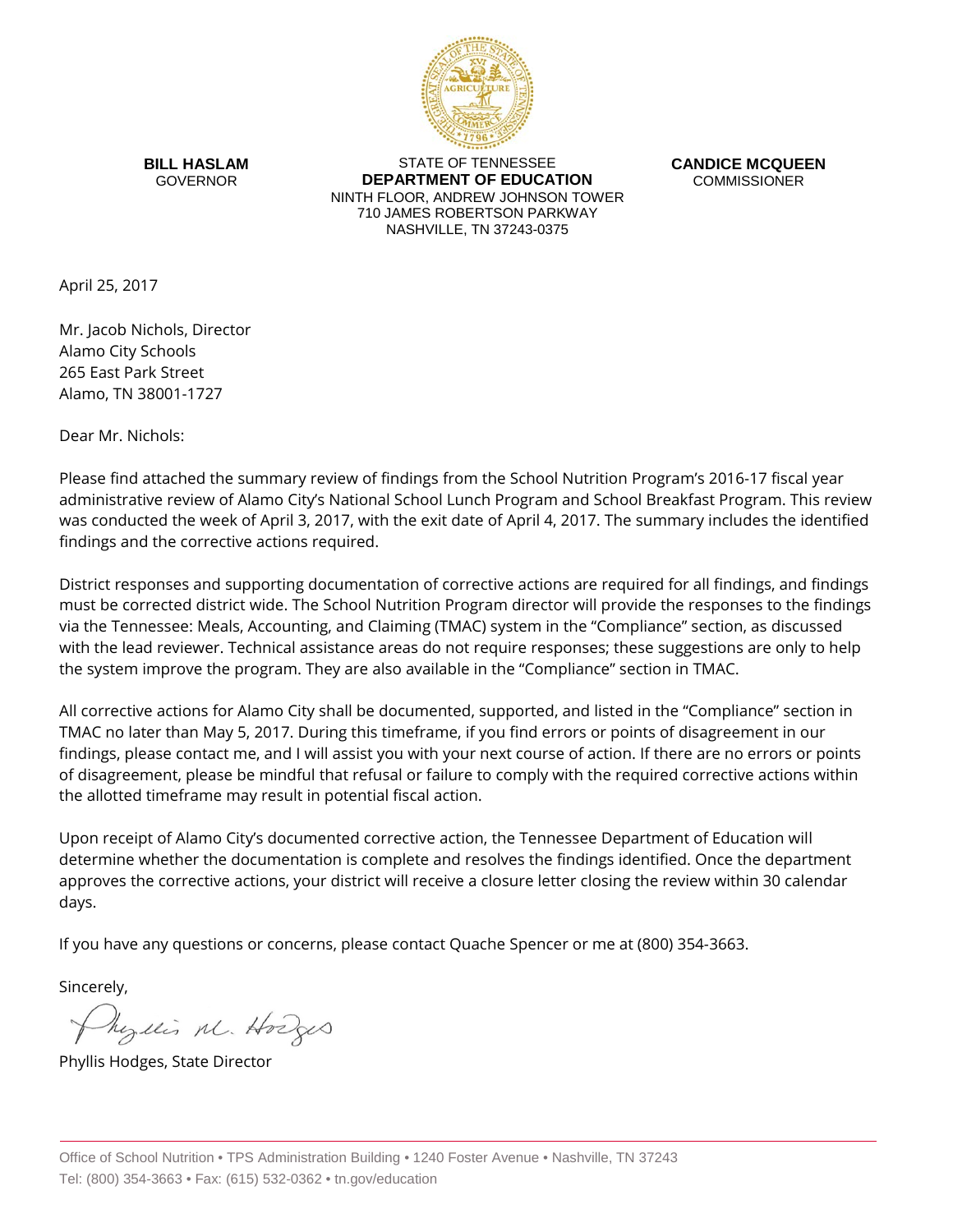**BILL HASLAM**
GOVERNOR

STATE OF TENNESSEE
**DEPARTMENT OF EDUCATION**
NINTH FLOOR, ANDREW JOHNSON TOWER
710 JAMES ROBERTSON PARKWAY
NASHVILLE, TN 37243-0375

**CANDICE MCQUEEN**
COMMISSIONER

April 25, 2017

Mr. Jacob Nichols, Director
Alamo City Schools
265 East Park Street
Alamo, TN 38001-1727

Dear Mr. Nichols:

Please find attached the summary review of findings from the School Nutrition Program's 2016-17 fiscal year administrative review of Alamo City's National School Lunch Program and School Breakfast Program. This review was conducted the week of April 3, 2017, with the exit date of April 4, 2017. The summary includes the identified findings and the corrective actions required.

District responses and supporting documentation of corrective actions are required for all findings, and findings must be corrected district wide. The School Nutrition Program director will provide the responses to the findings via the Tennessee: Meals, Accounting, and Claiming (TMAC) system in the "Compliance" section, as discussed with the lead reviewer. Technical assistance areas do not require responses; these suggestions are only to help the system improve the program. They are also available in the "Compliance" section in TMAC.

All corrective actions for Alamo City shall be documented, supported, and listed in the "Compliance" section in TMAC no later than May 5, 2017. During this timeframe, if you find errors or points of disagreement in our findings, please contact me, and I will assist you with your next course of action. If there are no errors or points of disagreement, please be mindful that refusal or failure to comply with the required corrective actions within the allotted timeframe may result in potential fiscal action.

Upon receipt of Alamo City's documented corrective action, the Tennessee Department of Education will determine whether the documentation is complete and resolves the findings identified. Once the department approves the corrective actions, your district will receive a closure letter closing the review within 30 calendar days.

If you have any questions or concerns, please contact Quache Spencer or me at (800) 354-3663.

Sincerely,

Phyllis M. Hodges

Phyllis Hodges, State Director

Office of School Nutrition • TPS Administration Building • 1240 Foster Avenue • Nashville, TN 37243
Tel: (800) 354-3663 • Fax: (615) 532-0362 • tn.gov/education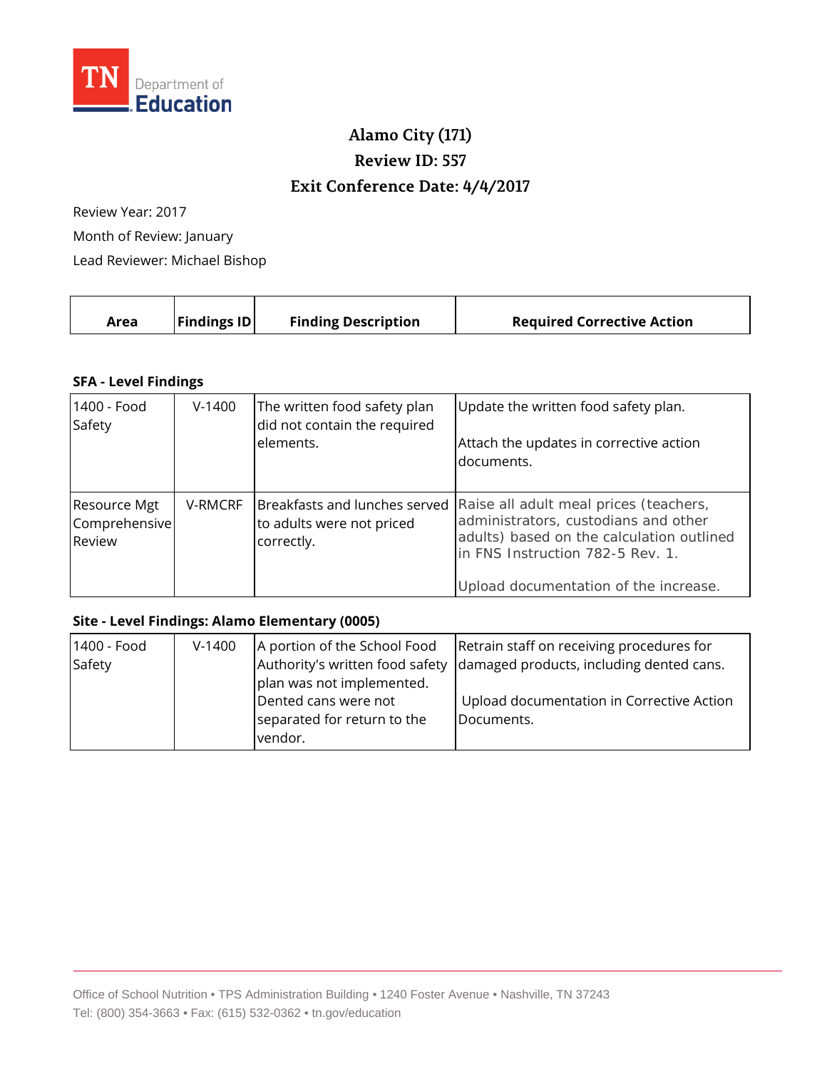TN Department of Education

# Alamo City (171)

## Review ID: 557

## Exit Conference Date: 4/4/2017

Review Year: 2017

Month of Review: January

Lead Reviewer: Michael Bishop

| Area | Findings ID | Finding Description | Required Corrective Action |
|---|---|---|---|

**SFA - Level Findings**

| Area | Findings ID | Finding Description | Required Corrective Action |
|---|---|---|---|
| 1400 - Food Safety | V-1400 | The written food safety plan did not contain the required elements. | Update the written food safety plan.<br><br>Attach the updates in corrective action documents. |
| Resource Mgt Comprehensive Review | V-RMCRF | Breakfasts and lunches served to adults were not priced correctly. | Raise all adult meal prices (teachers, administrators, custodians and other adults) based on the calculation outlined in FNS Instruction 782-5 Rev. 1.<br><br>Upload documentation of the increase. |

**Site - Level Findings: Alamo Elementary (0005)**

| Area | Findings ID | Finding Description | Required Corrective Action |
|---|---|---|---|
| 1400 - Food Safety | V-1400 | A portion of the School Food Authority's written food safety plan was not implemented. Dented cans were not separated for return to the vendor. | Retrain staff on receiving procedures for damaged products, including dented cans.<br><br>Upload documentation in Corrective Action Documents. |

Office of School Nutrition • TPS Administration Building • 1240 Foster Avenue • Nashville, TN 37243
Tel: (800) 354-3663 • Fax: (615) 532-0362 • tn.gov/education